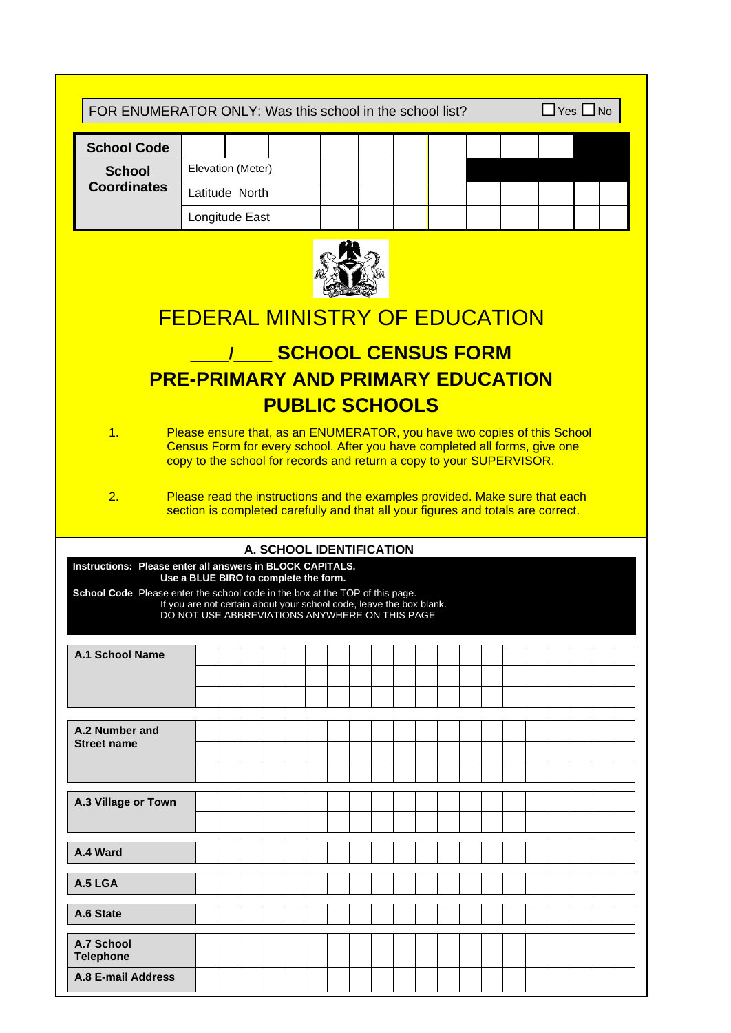FOR ENUMERATOR ONLY: Was this school in the school list? ☐ Yes ☐ No

| School Code | | | | | | | | | | | |
|---|---|---|---|---|---|---|---|---|---|---|---|
| **School Coordinates** | Elevation (Meter) | | | | | | | | | | |
| | Latitude North | | | | | | | | | | |
| | Longitude East | | | | | | | | | | |

# FEDERAL MINISTRY OF EDUCATION

## ____/____ SCHOOL CENSUS FORM

## PRE-PRIMARY AND PRIMARY EDUCATION

## PUBLIC SCHOOLS

1. Please ensure that, as an ENUMERATOR, you have two copies of this School Census Form for every school. After you have completed all forms, give one copy to the school for records and return a copy to your SUPERVISOR.

2. Please read the instructions and the examples provided. Make sure that each section is completed carefully and that all your figures and totals are correct.

### A. SCHOOL IDENTIFICATION

**Instructions: Please enter all answers in BLOCK CAPITALS.**
**Use a BLUE BIRO to complete the form.**

**School Code** Please enter the school code in the box at the TOP of this page.
If you are not certain about your school code, leave the box blank.
DO NOT USE ABBREVIATIONS ANYWHERE ON THIS PAGE

| Field | |
|---|---|
| **A.1 School Name** | |
| **A.2 Number and Street name** | |
| **A.3 Village or Town** | |
| **A.4 Ward** | |
| **A.5 LGA** | |
| **A.6 State** | |
| **A.7 School Telephone** | |
| **A.8 E-mail Address** | |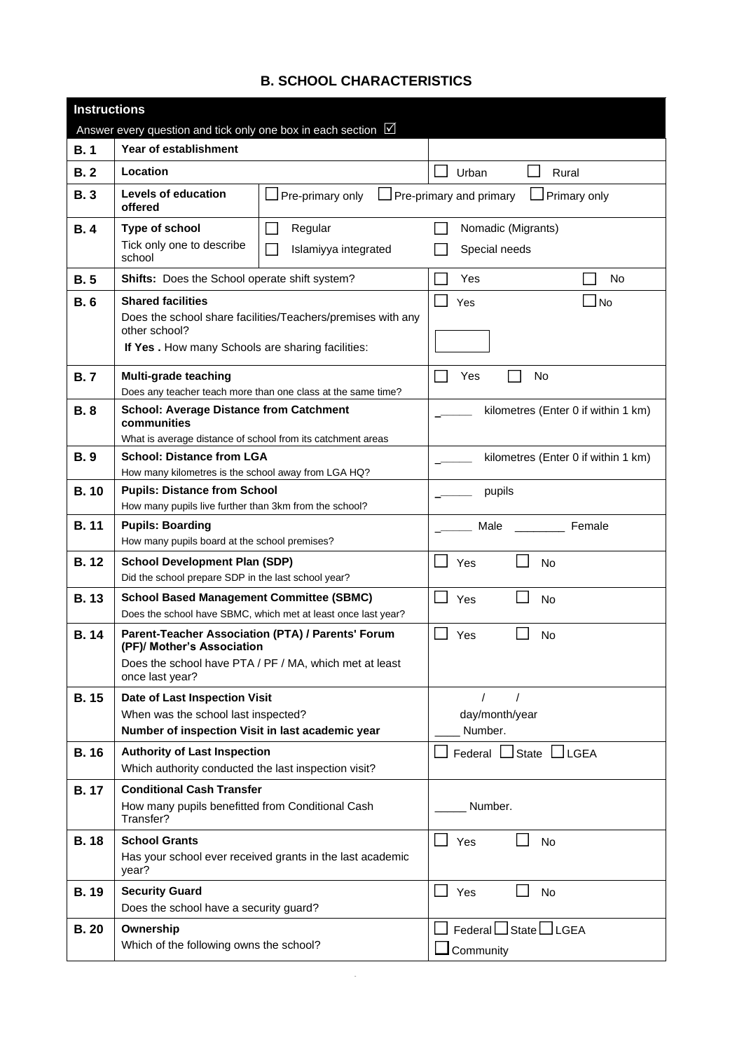## B. SCHOOL CHARACTERISTICS

| **Instructions** | | | |
|---|---|---|---|
| Answer every question and tick only one box in each section ☑ | | | |
| **B. 1** | **Year of establishment** | | |
| **B. 2** | **Location** | | ☐ Urban ☐ Rural |
| **B. 3** | **Levels of education offered** | ☐ Pre-primary only | ☐ Pre-primary and primary ☐ Primary only |
| **B. 4** | **Type of school**<br>Tick only one to describe school | ☐ Regular<br>☐ Islamiyya integrated | ☐ Nomadic (Migrants)<br>☐ Special needs |
| **B. 5** | **Shifts:** Does the School operate shift system? | | ☐ Yes ☐ No |
| **B. 6** | **Shared facilities**<br>Does the school share facilities/Teachers/premises with any other school?<br>**If Yes .** How many Schools are sharing facilities: | | ☐ Yes ☐ No<br>☐ |
| **B. 7** | **Multi-grade teaching**<br>Does any teacher teach more than one class at the same time? | | ☐ Yes ☐ No |
| **B. 8** | **School: Average Distance from Catchment communities**<br>What is average distance of school from its catchment areas | | ______ kilometres (Enter 0 if within 1 km) |
| **B. 9** | **School: Distance from LGA**<br>How many kilometres is the school away from LGA HQ? | | ______ kilometres (Enter 0 if within 1 km) |
| **B. 10** | **Pupils: Distance from School**<br>How many pupils live further than 3km from the school? | | ______ pupils |
| **B. 11** | **Pupils: Boarding**<br>How many pupils board at the school premises? | | ______ Male ________ Female |
| **B. 12** | **School Development Plan (SDP)**<br>Did the school prepare SDP in the last school year? | | ☐ Yes ☐ No |
| **B. 13** | **School Based Management Committee (SBMC)**<br>Does the school have SBMC, which met at least once last year? | | ☐ Yes ☐ No |
| **B. 14** | **Parent-Teacher Association (PTA) / Parents' Forum (PF)/ Mother's Association**<br>Does the school have PTA / PF / MA, which met at least once last year? | | ☐ Yes ☐ No |
| **B. 15** | **Date of Last Inspection Visit**<br>When was the school last inspected?<br>**Number of inspection Visit in last academic year** | | / /<br>day/month/year<br>____ Number. |
| **B. 16** | **Authority of Last Inspection**<br>Which authority conducted the last inspection visit? | | ☐ Federal ☐ State ☐ LGEA |
| **B. 17** | **Conditional Cash Transfer**<br>How many pupils benefitted from Conditional Cash Transfer? | | _____ Number. |
| **B. 18** | **School Grants**<br>Has your school ever received grants in the last academic year? | | ☐ Yes ☐ No |
| **B. 19** | **Security Guard**<br>Does the school have a security guard? | | ☐ Yes ☐ No |
| **B. 20** | **Ownership**<br>Which of the following owns the school? | | ☐ Federal ☐ State ☐ LGEA<br>☐ Community |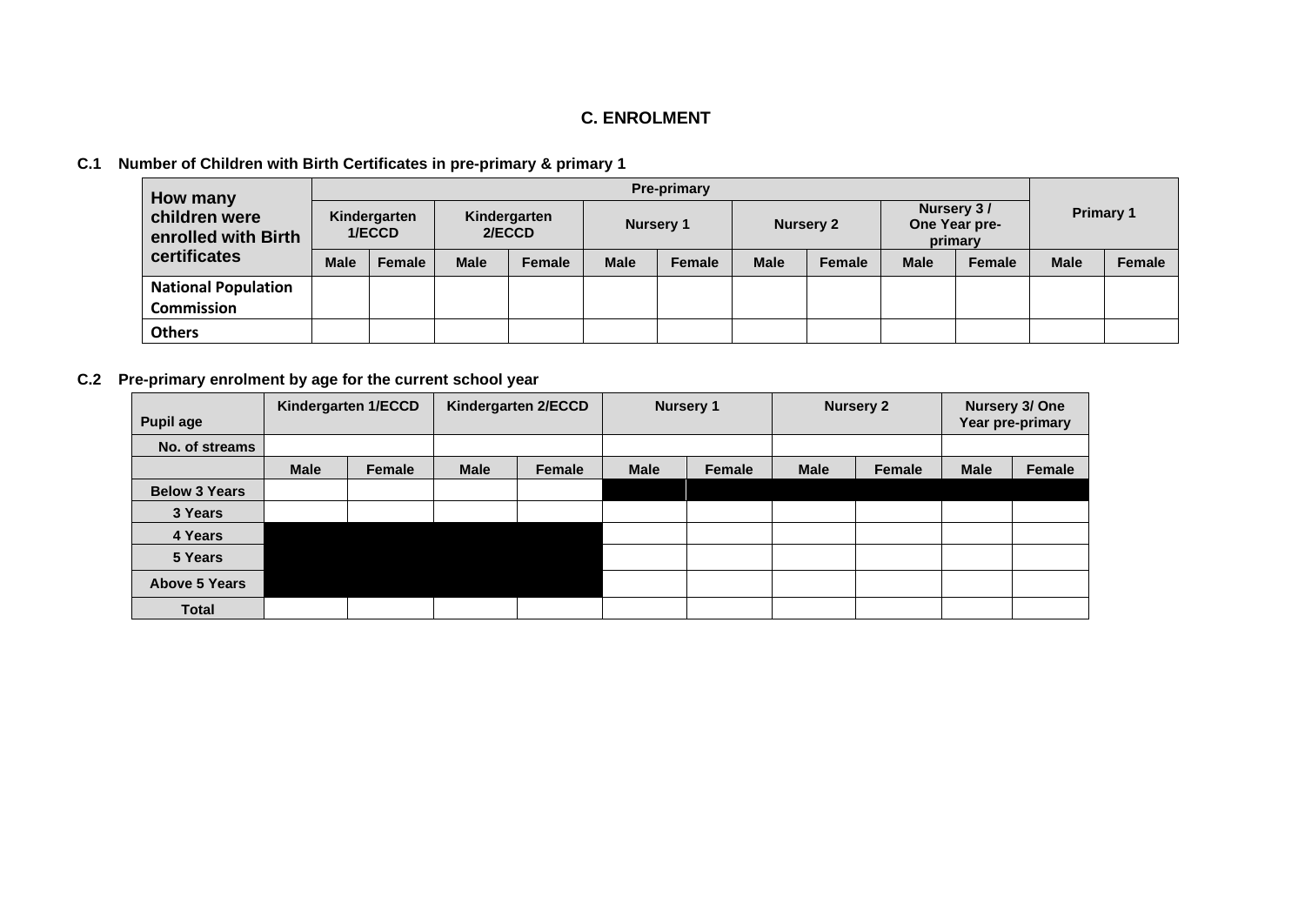## C. ENROLMENT

**C.1 Number of Children with Birth Certificates in pre-primary & primary 1**

| How many children were enrolled with Birth certificates | Pre-primary | | | | | | | | | | Primary 1 | |
|---|---|---|---|---|---|---|---|---|---|---|---|---|
| | Kindergarten 1/ECCD | | Kindergarten 2/ECCD | | Nursery 1 | | Nursery 2 | | Nursery 3 / One Year pre-primary | | | |
| | Male | Female | Male | Female | Male | Female | Male | Female | Male | Female | Male | Female |
| National Population Commission | | | | | | | | | | | | |
| Others | | | | | | | | | | | | |

**C.2 Pre-primary enrolment by age for the current school year**

| Pupil age | Kindergarten 1/ECCD | | Kindergarten 2/ECCD | | Nursery 1 | | Nursery 2 | | Nursery 3/ One Year pre-primary | |
|---|---|---|---|---|---|---|---|---|---|---|
| No. of streams | | | | | | | | | | |
| | Male | Female | Male | Female | Male | Female | Male | Female | Male | Female |
| Below 3 Years | | | | | | | | | | |
| 3 Years | | | | | | | | | | |
| 4 Years | | | | | | | | | | |
| 5 Years | | | | | | | | | | |
| Above 5 Years | | | | | | | | | | |
| Total | | | | | | | | | | |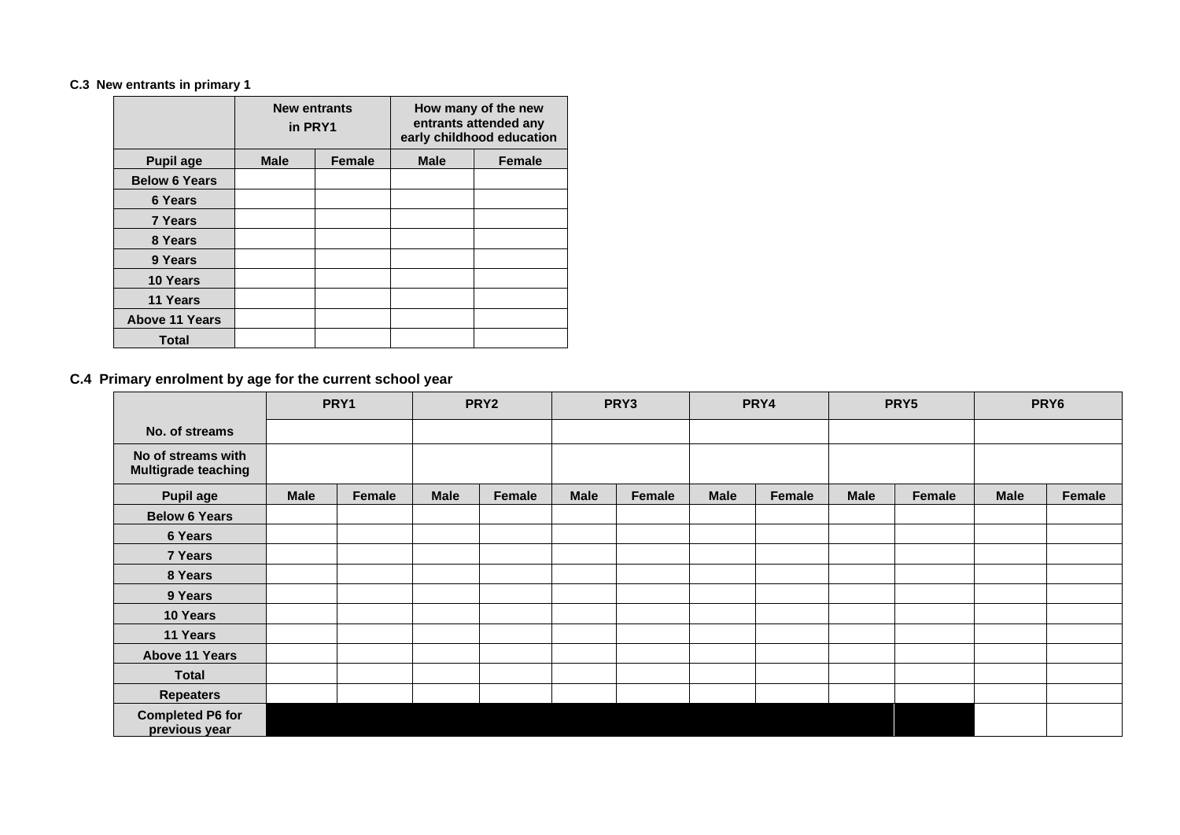**C.3 New entrants in primary 1**

| | New entrants in PRY1 | | How many of the new entrants attended any early childhood education | |
|---|---|---|---|---|
| **Pupil age** | **Male** | **Female** | **Male** | **Female** |
| **Below 6 Years** | | | | |
| **6 Years** | | | | |
| **7 Years** | | | | |
| **8 Years** | | | | |
| **9 Years** | | | | |
| **10 Years** | | | | |
| **11 Years** | | | | |
| **Above 11 Years** | | | | |
| **Total** | | | | |

**C.4 Primary enrolment by age for the current school year**

| | PRY1 | | PRY2 | | PRY3 | | PRY4 | | PRY5 | | PRY6 | |
|---|---|---|---|---|---|---|---|---|---|---|---|---|
| **No. of streams** | | | | | | | | | | | | |
| **No of streams with Multigrade teaching** | | | | | | | | | | | | |
| **Pupil age** | **Male** | **Female** | **Male** | **Female** | **Male** | **Female** | **Male** | **Female** | **Male** | **Female** | **Male** | **Female** |
| **Below 6 Years** | | | | | | | | | | | | |
| **6 Years** | | | | | | | | | | | | |
| **7 Years** | | | | | | | | | | | | |
| **8 Years** | | | | | | | | | | | | |
| **9 Years** | | | | | | | | | | | | |
| **10 Years** | | | | | | | | | | | | |
| **11 Years** | | | | | | | | | | | | |
| **Above 11 Years** | | | | | | | | | | | | |
| **Total** | | | | | | | | | | | | |
| **Repeaters** | | | | | | | | | | | | |
| **Completed P6 for previous year** | | | | | | | | | | | | |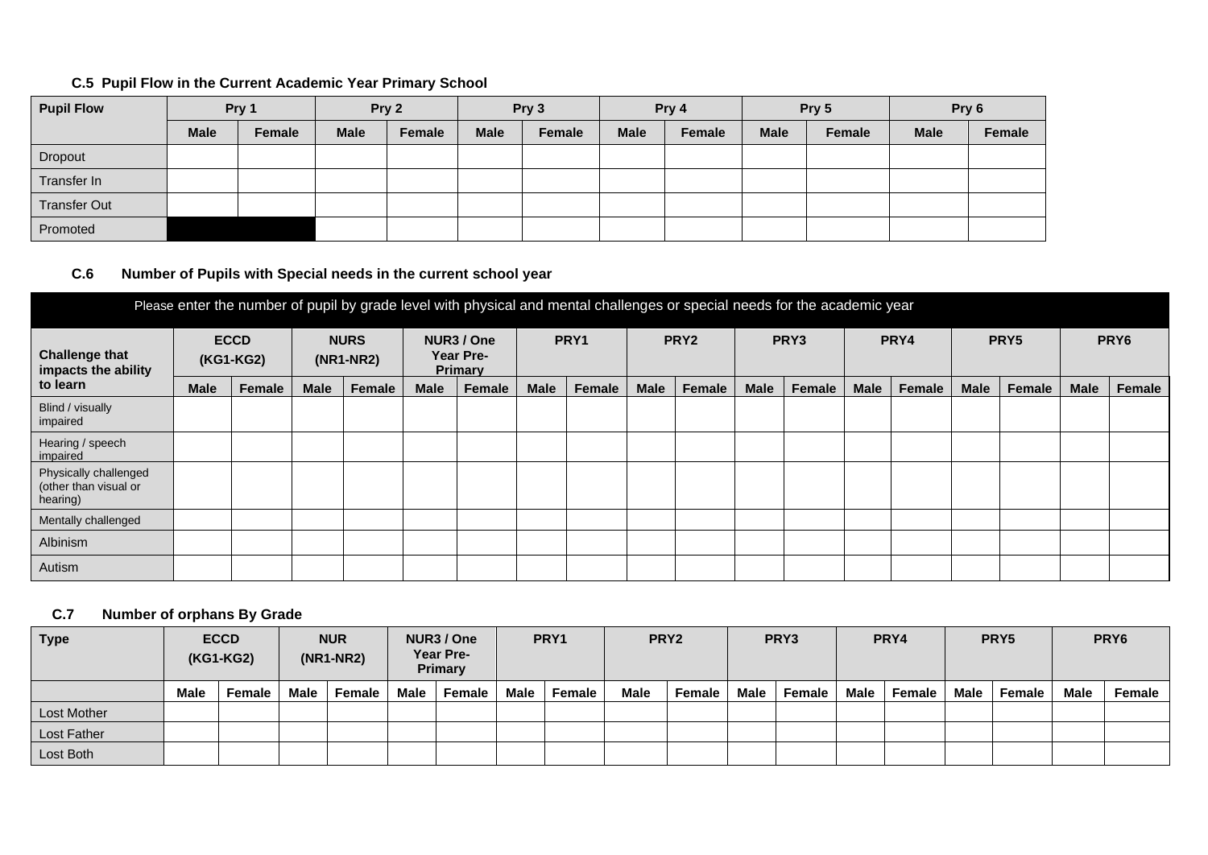#### C.5 Pupil Flow in the Current Academic Year Primary School

| Pupil Flow | Pry 1 | | Pry 2 | | Pry 3 | | Pry 4 | | Pry 5 | | Pry 6 | |
|---|---|---|---|---|---|---|---|---|---|---|---|---|
| | Male | Female | Male | Female | Male | Female | Male | Female | Male | Female | Male | Female |
| Dropout | | | | | | | | | | | | |
| Transfer In | | | | | | | | | | | | |
| Transfer Out | | | | | | | | | | | | |
| Promoted | | | | | | | | | | | | |

#### C.6 Number of Pupils with Special needs in the current school year

Please enter the number of pupil by grade level with physical and mental challenges or special needs for the academic year

| Challenge that impacts the ability to learn | ECCD (KG1-KG2) | | NURS (NR1-NR2) | | NUR3 / One Year Pre-Primary | | PRY1 | | PRY2 | | PRY3 | | PRY4 | | PRY5 | | PRY6 | |
|---|---|---|---|---|---|---|---|---|---|---|---|---|---|---|---|---|---|---|
| | Male | Female | Male | Female | Male | Female | Male | Female | Male | Female | Male | Female | Male | Female | Male | Female | Male | Female |
| Blind / visually impaired | | | | | | | | | | | | | | | | | | |
| Hearing / speech impaired | | | | | | | | | | | | | | | | | | |
| Physically challenged (other than visual or hearing) | | | | | | | | | | | | | | | | | | |
| Mentally challenged | | | | | | | | | | | | | | | | | | |
| Albinism | | | | | | | | | | | | | | | | | | |
| Autism | | | | | | | | | | | | | | | | | | |

#### C.7 Number of orphans By Grade

| Type | ECCD (KG1-KG2) | | NUR (NR1-NR2) | | NUR3 / One Year Pre-Primary | | PRY1 | | PRY2 | | PRY3 | | PRY4 | | PRY5 | | PRY6 | |
|---|---|---|---|---|---|---|---|---|---|---|---|---|---|---|---|---|---|---|
| | Male | Female | Male | Female | Male | Female | Male | Female | Male | Female | Male | Female | Male | Female | Male | Female | Male | Female |
| Lost Mother | | | | | | | | | | | | | | | | | | |
| Lost Father | | | | | | | | | | | | | | | | | | |
| Lost Both | | | | | | | | | | | | | | | | | | |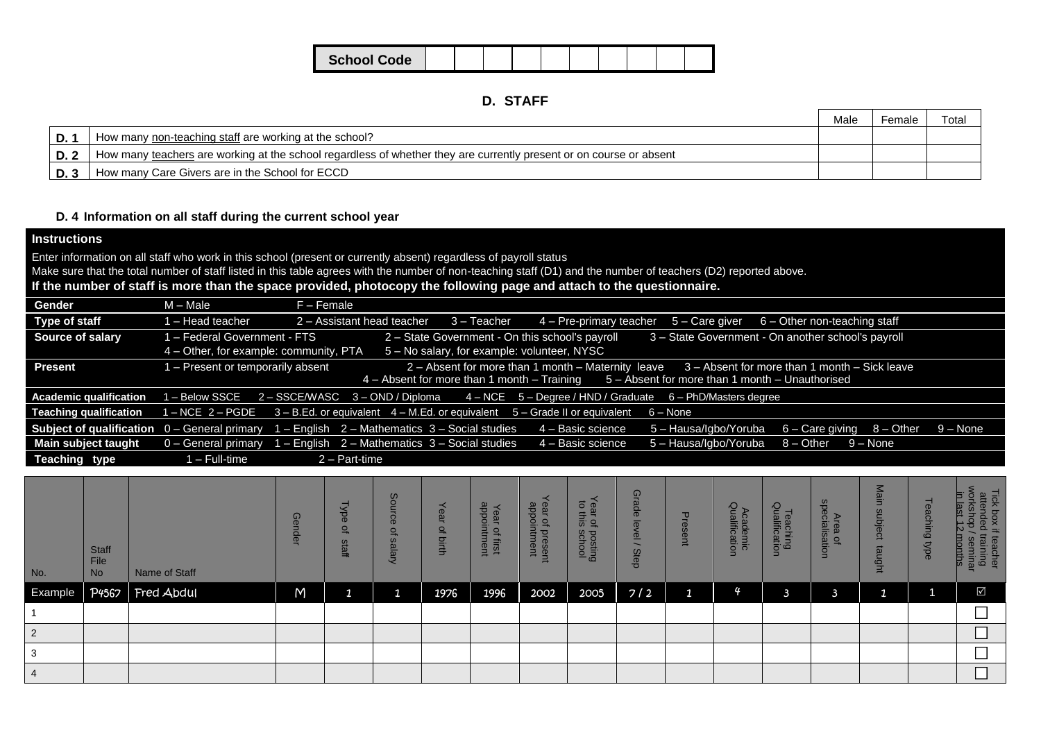| School Code | | | | | | | | | | |
|---|---|---|---|---|---|---|---|---|---|---|

## D. STAFF

| | | Male | Female | Total |
|---|---|---|---|---|
| **D. 1** | How many non-teaching staff are working at the school? | | | |
| **D. 2** | How many teachers are working at the school regardless of whether they are currently present or on course or absent | | | |
| **D. 3** | How many Care Givers are in the School for ECCD | | | |

### D. 4 Information on all staff during the current school year

**Instructions**

Enter information on all staff who work in this school (present or currently absent) regardless of payroll status

Make sure that the total number of staff listed in this table agrees with the number of non-teaching staff (D1) and the number of teachers (D2) reported above.

**If the number of staff is more than the space provided, photocopy the following page and attach to the questionnaire.**

| | |
|---|---|
| **Gender** | M – Male &nbsp;&nbsp; F – Female |
| **Type of staff** | 1 – Head teacher &nbsp;&nbsp; 2 – Assistant head teacher &nbsp;&nbsp; 3 – Teacher &nbsp;&nbsp; 4 – Pre-primary teacher &nbsp;&nbsp; 5 – Care giver &nbsp;&nbsp; 6 – Other non-teaching staff |
| **Source of salary** | 1 – Federal Government - FTS &nbsp;&nbsp; 2 – State Government - On this school's payroll &nbsp;&nbsp; 3 – State Government - On another school's payroll &nbsp;&nbsp; 4 – Other, for example: community, PTA &nbsp;&nbsp; 5 – No salary, for example: volunteer, NYSC |
| **Present** | 1 – Present or temporarily absent &nbsp;&nbsp; 2 – Absent for more than 1 month – Maternity leave &nbsp;&nbsp; 3 – Absent for more than 1 month – Sick leave &nbsp;&nbsp; 4 – Absent for more than 1 month – Training &nbsp;&nbsp; 5 – Absent for more than 1 month – Unauthorised |
| **Academic qualification** | 1 – Below SSCE &nbsp;&nbsp; 2 – SSCE/WASC &nbsp;&nbsp; 3 – OND / Diploma &nbsp;&nbsp; 4 – NCE &nbsp;&nbsp; 5 – Degree / HND / Graduate &nbsp;&nbsp; 6 – PhD/Masters degree |
| **Teaching qualification** | 1 – NCE &nbsp;&nbsp; 2 – PGDE &nbsp;&nbsp; 3 – B.Ed. or equivalent &nbsp;&nbsp; 4 – M.Ed. or equivalent &nbsp;&nbsp; 5 – Grade II or equivalent &nbsp;&nbsp; 6 – None |
| **Subject of qualification** | 0 – General primary &nbsp;&nbsp; 1 – English &nbsp;&nbsp; 2 – Mathematics &nbsp;&nbsp; 3 – Social studies &nbsp;&nbsp; 4 – Basic science &nbsp;&nbsp; 5 – Hausa/Igbo/Yoruba &nbsp;&nbsp; 6 – Care giving &nbsp;&nbsp; 8 – Other &nbsp;&nbsp; 9 – None |
| **Main subject taught** | 0 – General primary &nbsp;&nbsp; 1 – English &nbsp;&nbsp; 2 – Mathematics &nbsp;&nbsp; 3 – Social studies &nbsp;&nbsp; 4 – Basic science &nbsp;&nbsp; 5 – Hausa/Igbo/Yoruba &nbsp;&nbsp; 8 – Other &nbsp;&nbsp; 9 – None |
| **Teaching type** | 1 – Full-time &nbsp;&nbsp; 2 – Part-time |

| No. | Staff File No | Name of Staff | Gender | Type of staff | Source of salary | Year of birth | Year of first appointment | Year of present appointment | Year of posting to this school | Grade level / Step | Present | Academic Qualification | Teaching Qualification | Area of specialisation | Main subject taught | Teaching type | Tick box if teacher attended training workshop / seminar in last 12 months |
|---|---|---|---|---|---|---|---|---|---|---|---|---|---|---|---|---|---|
| Example | P4567 | Fred Abdul | M | 1 | 1 | 1976 | 1996 | 2002 | 2005 | 7 / 2 | 1 | 4 | 3 | 3 | 1 | 1 | ☑ |
| 1 | | | | | | | | | | | | | | | | | ☐ |
| 2 | | | | | | | | | | | | | | | | | ☐ |
| 3 | | | | | | | | | | | | | | | | | ☐ |
| 4 | | | | | | | | | | | | | | | | | ☐ |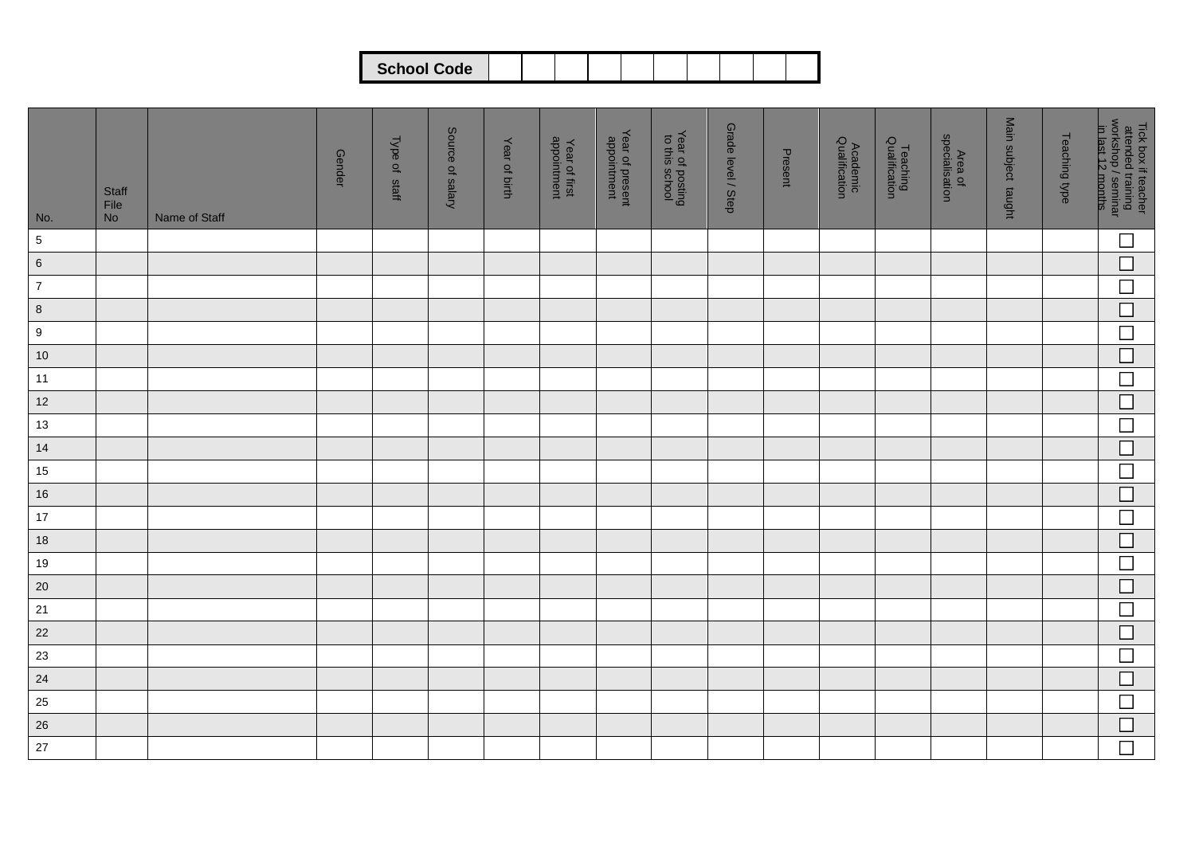| School Code | | | | | | | | | | |
|---|---|---|---|---|---|---|---|---|---|---|

| No. | Staff File No | Name of Staff | Gender | Type of staff | Source of salary | Year of birth | Year of first appointment | Year of present appointment | Year of posting to this school | Grade level / Step | Present | Academic Qualification | Teaching Qualification | Area of specialisation | Main subject taught | Teaching type | Tick box if teacher attended training workshop / seminar in last 12 months |
|---|---|---|---|---|---|---|---|---|---|---|---|---|---|---|---|---|---|
| 5 | | | | | | | | | | | | | | | | | ☐ |
| 6 | | | | | | | | | | | | | | | | | ☐ |
| 7 | | | | | | | | | | | | | | | | | ☐ |
| 8 | | | | | | | | | | | | | | | | | ☐ |
| 9 | | | | | | | | | | | | | | | | | ☐ |
| 10 | | | | | | | | | | | | | | | | | ☐ |
| 11 | | | | | | | | | | | | | | | | | ☐ |
| 12 | | | | | | | | | | | | | | | | | ☐ |
| 13 | | | | | | | | | | | | | | | | | ☐ |
| 14 | | | | | | | | | | | | | | | | | ☐ |
| 15 | | | | | | | | | | | | | | | | | ☐ |
| 16 | | | | | | | | | | | | | | | | | ☐ |
| 17 | | | | | | | | | | | | | | | | | ☐ |
| 18 | | | | | | | | | | | | | | | | | ☐ |
| 19 | | | | | | | | | | | | | | | | | ☐ |
| 20 | | | | | | | | | | | | | | | | | ☐ |
| 21 | | | | | | | | | | | | | | | | | ☐ |
| 22 | | | | | | | | | | | | | | | | | ☐ |
| 23 | | | | | | | | | | | | | | | | | ☐ |
| 24 | | | | | | | | | | | | | | | | | ☐ |
| 25 | | | | | | | | | | | | | | | | | ☐ |
| 26 | | | | | | | | | | | | | | | | | ☐ |
| 27 | | | | | | | | | | | | | | | | | ☐ |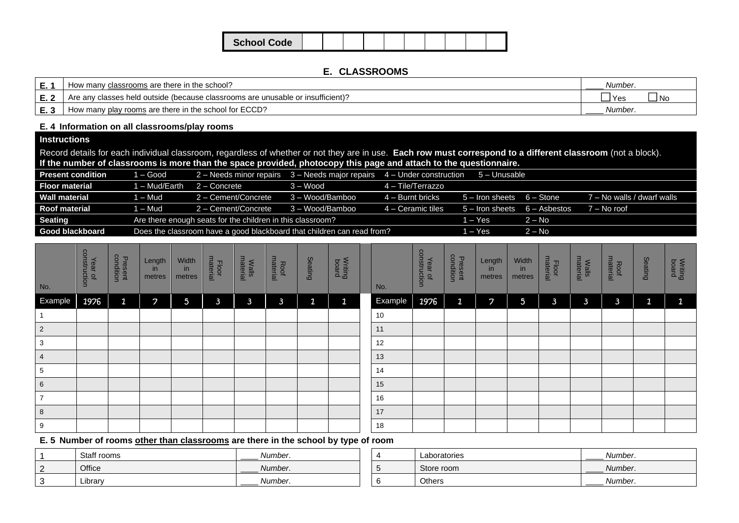| School Code | | | | | | | | | | |
|---|---|---|---|---|---|---|---|---|---|---|

## E. CLASSROOMS

| | | |
|---|---|---|
| E. 1 | How many classrooms are there in the school? | ____ *Number*. |
| E. 2 | Are any classes held outside (because classrooms are unusable or insufficient)? | ☐ Yes ☐ No |
| E. 3 | How many play rooms are there in the school for ECCD? | ____ *Number*. |

### E. 4 Information on all classrooms/play rooms

**Instructions**

Record details for each individual classroom, regardless of whether or not they are in use. **Each row must correspond to a different classroom** (not a block). **If the number of classrooms is more than the space provided, photocopy this page and attach to the questionnaire.**

| | | | | | | | |
|---|---|---|---|---|---|---|---|
| **Present condition** | 1 – Good | 2 – Needs minor repairs | 3 – Needs major repairs | 4 – Under construction | 5 – Unusable | | |
| **Floor material** | 1 – Mud/Earth | 2 – Concrete | 3 – Wood | 4 – Tile/Terrazzo | | | |
| **Wall material** | 1 – Mud | 2 – Cement/Concrete | 3 – Wood/Bamboo | 4 – Burnt bricks | 5 – Iron sheets | 6 – Stone | 7 – No walls / dwarf walls |
| **Roof material** | 1 – Mud | 2 – Cement/Concrete | 3 – Wood/Bamboo | 4 – Ceramic tiles | 5 – Iron sheets | 6 – Asbestos | 7 – No roof |
| **Seating** | Are there enough seats for the children in this classroom? | | | | 1 – Yes | 2 – No | |
| **Good blackboard** | Does the classroom have a good blackboard that children can read from? | | | | 1 – Yes | 2 – No | |

| No. | Year of construction | Present condition | Length in metres | Width in metres | Floor material | Walls material | Roof material | Seating | Writing board |
|---|---|---|---|---|---|---|---|---|---|
| Example | 1976 | 1 | 7 | 5 | 3 | 3 | 3 | 1 | 1 |
| 1 | | | | | | | | | |
| 2 | | | | | | | | | |
| 3 | | | | | | | | | |
| 4 | | | | | | | | | |
| 5 | | | | | | | | | |
| 6 | | | | | | | | | |
| 7 | | | | | | | | | |
| 8 | | | | | | | | | |
| 9 | | | | | | | | | |
| 10 | | | | | | | | | |
| 11 | | | | | | | | | |
| 12 | | | | | | | | | |
| 13 | | | | | | | | | |
| 14 | | | | | | | | | |
| 15 | | | | | | | | | |
| 16 | | | | | | | | | |
| 17 | | | | | | | | | |
| 18 | | | | | | | | | |

### E. 5 Number of rooms other than classrooms are there in the school by type of room

| | | |
|---|---|---|
| 1 | Staff rooms | ____ *Number*. |
| 2 | Office | ____ *Number*. |
| 3 | Library | ____ *Number*. |
| 4 | Laboratories | ____ *Number*. |
| 5 | Store room | ____ *Number*. |
| 6 | Others | ____ *Number*. |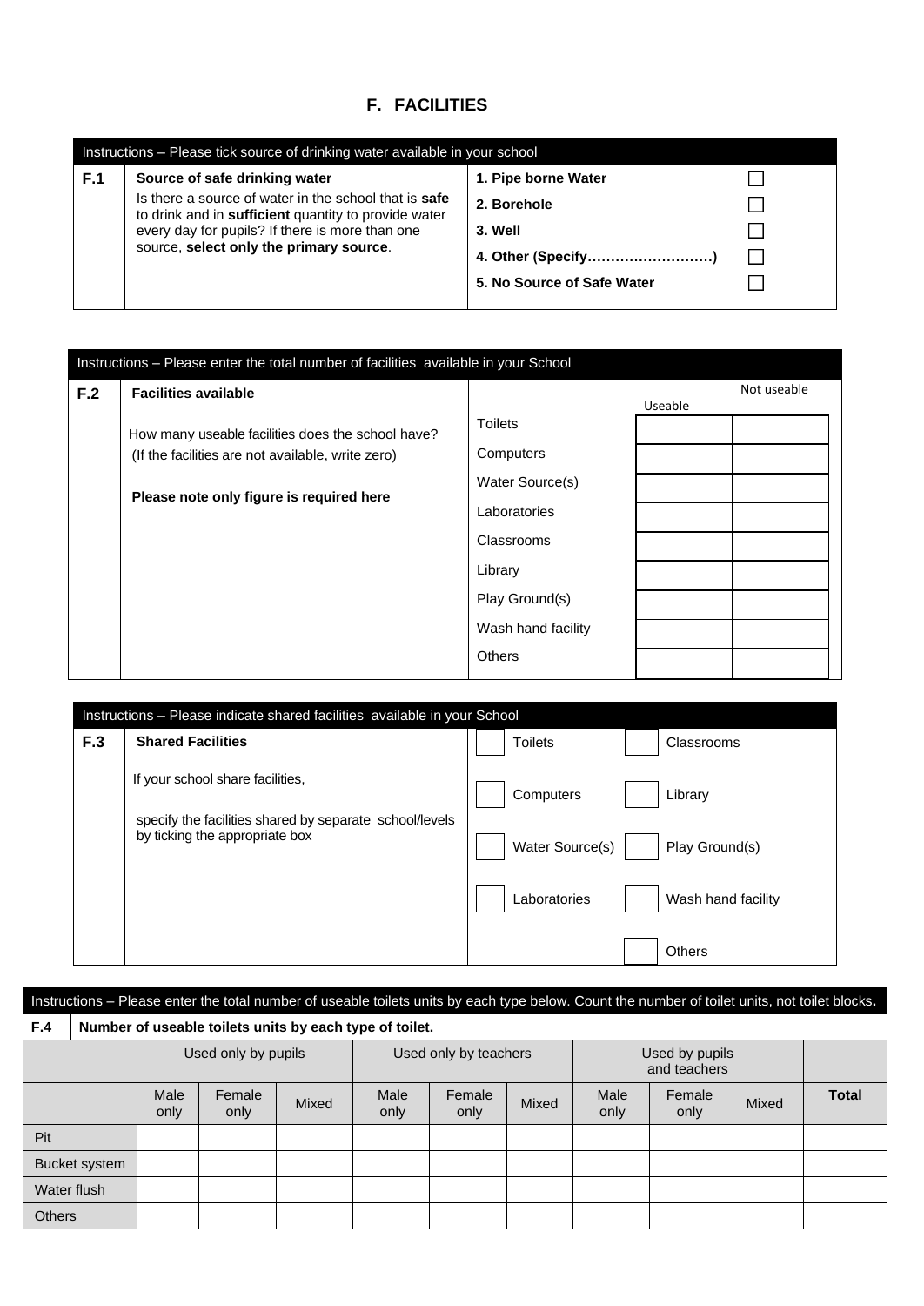## F. FACILITIES

| Instructions – Please tick source of drinking water available in your school | | | |
|---|---|---|---|
| **F.1** | **Source of safe drinking water**<br>Is there a source of water in the school that is **safe** to drink and in **sufficient** quantity to provide water every day for pupils? If there is more than one source, **select only the primary source**. | **1. Pipe borne Water** | ☐ |
| | | **2. Borehole** | ☐ |
| | | **3. Well** | ☐ |
| | | **4. Other (Specify……………………)** | ☐ |
| | | **5. No Source of Safe Water** | ☐ |

| Instructions – Please enter the total number of facilities available in your School | | | | |
|---|---|---|---|---|
| **F.2** | **Facilities available** | | Useable | Not useable |
| | How many useable facilities does the school have? (If the facilities are not available, write zero) | Toilets | | |
| | | Computers | | |
| | **Please note only figure is required here** | Water Source(s) | | |
| | | Laboratories | | |
| | | Classrooms | | |
| | | Library | | |
| | | Play Ground(s) | | |
| | | Wash hand facility | | |
| | | Others | | |

| Instructions – Please indicate shared facilities available in your School | | | |
|---|---|---|---|
| **F.3** | **Shared Facilities** | ☐ Toilets | ☐ Classrooms |
| | If your school share facilities, | ☐ Computers | ☐ Library |
| | specify the facilities shared by separate school/levels by ticking the appropriate box | ☐ Water Source(s) | ☐ Play Ground(s) |
| | | ☐ Laboratories | ☐ Wash hand facility |
| | | | ☐ Others |

Instructions – Please enter the total number of useable toilets units by each type below. Count the number of toilet units, not toilet blocks.

**F.4 Number of useable toilets units by each type of toilet.**

| | Used only by pupils | | | Used only by teachers | | | Used by pupils and teachers | | | |
|---|---|---|---|---|---|---|---|---|---|---|
| | Male only | Female only | Mixed | Male only | Female only | Mixed | Male only | Female only | Mixed | **Total** |
| Pit | | | | | | | | | | |
| Bucket system | | | | | | | | | | |
| Water flush | | | | | | | | | | |
| Others | | | | | | | | | | |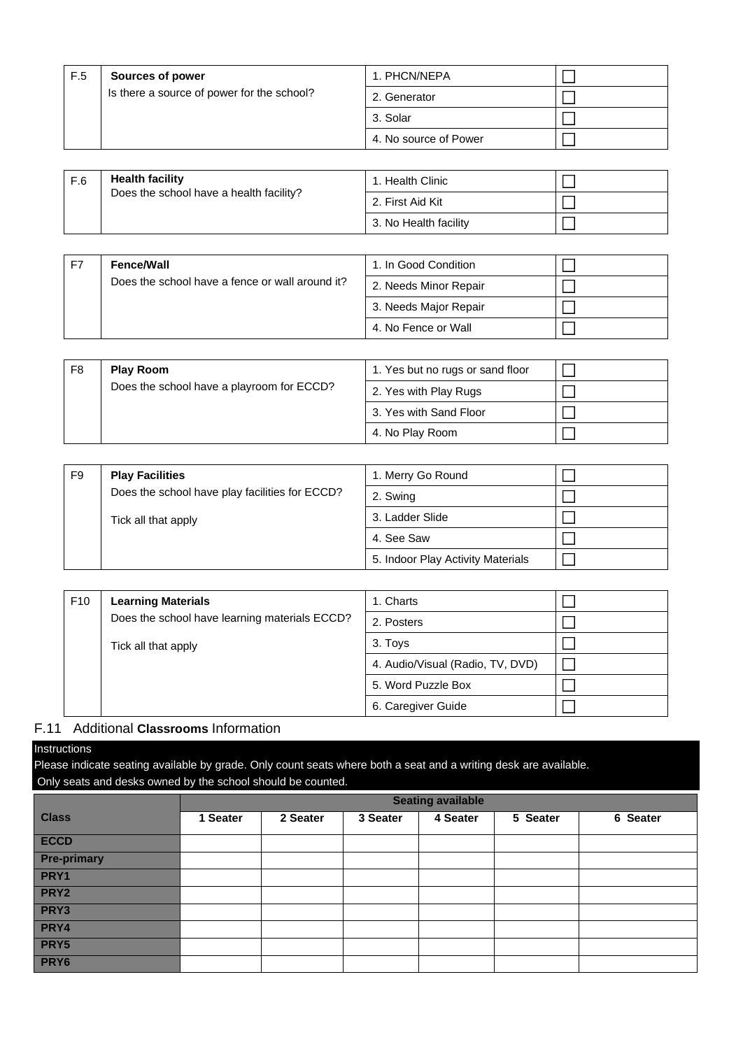| F.5 | **Sources of power**<br>Is there a source of power for the school? | 1. PHCN/NEPA | ☐ |
|---|---|---|---|
| | | 2. Generator | ☐ |
| | | 3. Solar | ☐ |
| | | 4. No source of Power | ☐ |

| F.6 | **Health facility**<br>Does the school have a health facility? | 1. Health Clinic | ☐ |
|---|---|---|---|
| | | 2. First Aid Kit | ☐ |
| | | 3. No Health facility | ☐ |

| F7 | **Fence/Wall**<br>Does the school have a fence or wall around it? | 1. In Good Condition | ☐ |
|---|---|---|---|
| | | 2. Needs Minor Repair | ☐ |
| | | 3. Needs Major Repair | ☐ |
| | | 4. No Fence or Wall | ☐ |

| F8 | **Play Room**<br>Does the school have a playroom for ECCD? | 1. Yes but no rugs or sand floor | ☐ |
|---|---|---|---|
| | | 2. Yes with Play Rugs | ☐ |
| | | 3. Yes with Sand Floor | ☐ |
| | | 4. No Play Room | ☐ |

| F9 | **Play Facilities**<br>Does the school have play facilities for ECCD?<br>Tick all that apply | 1. Merry Go Round | ☐ |
|---|---|---|---|
| | | 2. Swing | ☐ |
| | | 3. Ladder Slide | ☐ |
| | | 4. See Saw | ☐ |
| | | 5. Indoor Play Activity Materials | ☐ |

| F10 | **Learning Materials**<br>Does the school have learning materials ECCD?<br>Tick all that apply | 1. Charts | ☐ |
|---|---|---|---|
| | | 2. Posters | ☐ |
| | | 3. Toys | ☐ |
| | | 4. Audio/Visual (Radio, TV, DVD) | ☐ |
| | | 5. Word Puzzle Box | ☐ |
| | | 6. Caregiver Guide | ☐ |

## F.11 Additional **Classrooms** Information

Instructions

Please indicate seating available by grade. Only count seats where both a seat and a writing desk are available.
Only seats and desks owned by the school should be counted.

| | Seating available | | | | | |
|---|---|---|---|---|---|---|
| **Class** | **1 Seater** | **2 Seater** | **3 Seater** | **4 Seater** | **5 Seater** | **6 Seater** |
| **ECCD** | | | | | | |
| **Pre-primary** | | | | | | |
| **PRY1** | | | | | | |
| **PRY2** | | | | | | |
| **PRY3** | | | | | | |
| **PRY4** | | | | | | |
| **PRY5** | | | | | | |
| **PRY6** | | | | | | |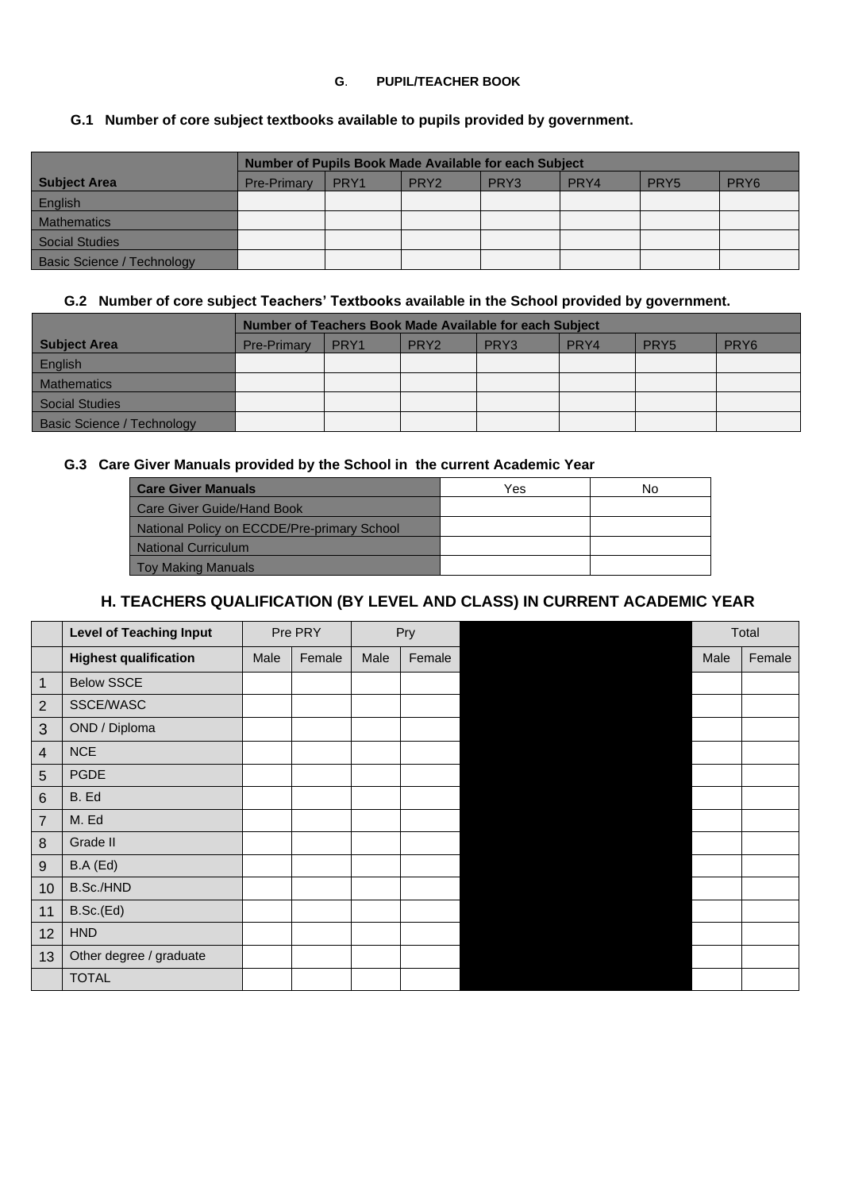### G. PUPIL/TEACHER BOOK

**G.1 Number of core subject textbooks available to pupils provided by government.**

| | Number of Pupils Book Made Available for each Subject | | | | | | |
|---|---|---|---|---|---|---|---|
| **Subject Area** | Pre-Primary | PRY1 | PRY2 | PRY3 | PRY4 | PRY5 | PRY6 |
| English | | | | | | | |
| Mathematics | | | | | | | |
| Social Studies | | | | | | | |
| Basic Science / Technology | | | | | | | |

**G.2 Number of core subject Teachers' Textbooks available in the School provided by government.**

| | Number of Teachers Book Made Available for each Subject | | | | | | |
|---|---|---|---|---|---|---|---|
| **Subject Area** | Pre-Primary | PRY1 | PRY2 | PRY3 | PRY4 | PRY5 | PRY6 |
| English | | | | | | | |
| Mathematics | | | | | | | |
| Social Studies | | | | | | | |
| Basic Science / Technology | | | | | | | |

**G.3 Care Giver Manuals provided by the School in the current Academic Year**

| Care Giver Manuals | Yes | No |
|---|---|---|
| Care Giver Guide/Hand Book | | |
| National Policy on ECCDE/Pre-primary School | | |
| National Curriculum | | |
| Toy Making Manuals | | |

## H. TEACHERS QUALIFICATION (BY LEVEL AND CLASS) IN CURRENT ACADEMIC YEAR

| | Level of Teaching Input | Pre PRY | | Pry | | | Total | |
|---|---|---|---|---|---|---|---|---|
| | **Highest qualification** | Male | Female | Male | Female | | Male | Female |
| 1 | Below SSCE | | | | | | | |
| 2 | SSCE/WASC | | | | | | | |
| 3 | OND / Diploma | | | | | | | |
| 4 | NCE | | | | | | | |
| 5 | PGDE | | | | | | | |
| 6 | B. Ed | | | | | | | |
| 7 | M. Ed | | | | | | | |
| 8 | Grade II | | | | | | | |
| 9 | B.A (Ed) | | | | | | | |
| 10 | B.Sc./HND | | | | | | | |
| 11 | B.Sc.(Ed) | | | | | | | |
| 12 | HND | | | | | | | |
| 13 | Other degree / graduate | | | | | | | |
| | TOTAL | | | | | | | |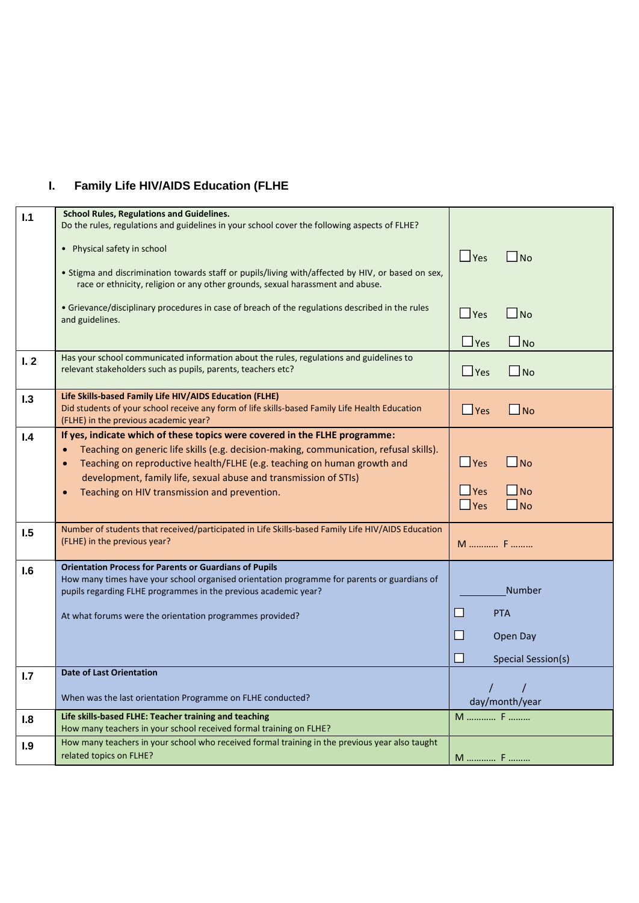## I. Family Life HIV/AIDS Education (FLHE

| | | |
|---|---|---|
| I.1 | **School Rules, Regulations and Guidelines.**<br>Do the rules, regulations and guidelines in your school cover the following aspects of FLHE?<br>• Physical safety in school<br>• Stigma and discrimination towards staff or pupils/living with/affected by HIV, or based on sex, race or ethnicity, religion or any other grounds, sexual harassment and abuse.<br>• Grievance/disciplinary procedures in case of breach of the regulations described in the rules and guidelines. | ☐Yes ☐No<br><br>☐Yes ☐No<br><br>☐Yes ☐No |
| I. 2 | Has your school communicated information about the rules, regulations and guidelines to relevant stakeholders such as pupils, parents, teachers etc? | ☐Yes ☐No |
| I.3 | **Life Skills-based Family Life HIV/AIDS Education (FLHE)**<br>Did students of your school receive any form of life skills-based Family Life Health Education (FLHE) in the previous academic year? | ☐Yes ☐No |
| I.4 | **If yes, indicate which of these topics were covered in the FLHE programme:**<br>• Teaching on generic life skills (e.g. decision-making, communication, refusal skills).<br>• Teaching on reproductive health/FLHE (e.g. teaching on human growth and development, family life, sexual abuse and transmission of STIs)<br>• Teaching on HIV transmission and prevention. | ☐Yes ☐No<br><br>☐Yes ☐No<br>☐Yes ☐No |
| I.5 | Number of students that received/participated in Life Skills-based Family Life HIV/AIDS Education (FLHE) in the previous year? | M ………… F ……… |
| I.6 | **Orientation Process for Parents or Guardians of Pupils**<br>How many times have your school organised orientation programme for parents or guardians of pupils regarding FLHE programmes in the previous academic year?<br><br>At what forums were the orientation programmes provided? | ________Number<br><br>☐ PTA<br>☐ Open Day<br>☐ Special Session(s) |
| I.7 | **Date of Last Orientation**<br><br>When was the last orientation Programme on FLHE conducted? | / /<br>day/month/year |
| I.8 | **Life skills-based FLHE: Teacher training and teaching**<br>How many teachers in your school received formal training on FLHE? | M ………… F ……… |
| I.9 | How many teachers in your school who received formal training in the previous year also taught related topics on FLHE? | M ………… F ……… |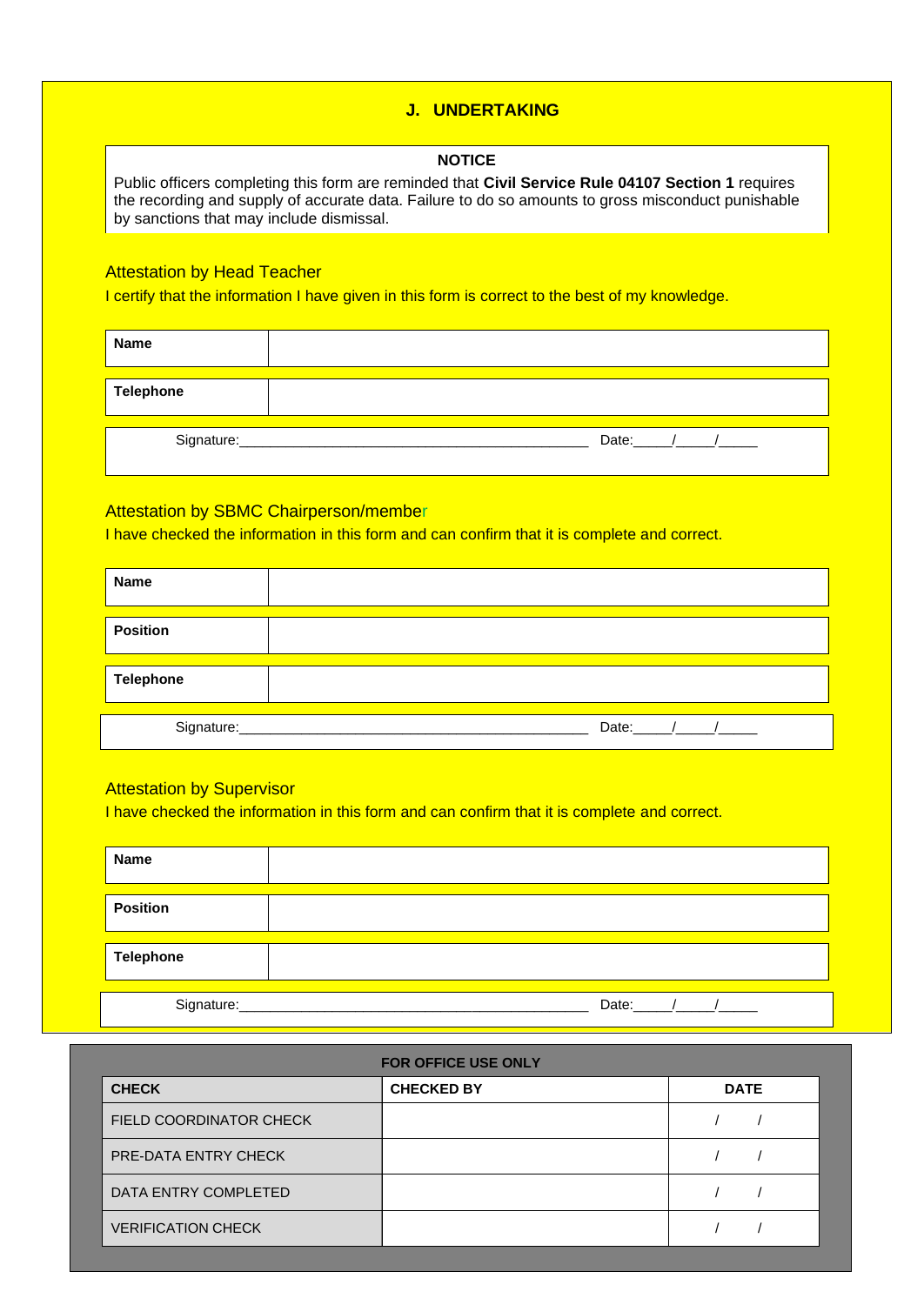## J. UNDERTAKING

**NOTICE**

Public officers completing this form are reminded that **Civil Service Rule 04107 Section 1** requires the recording and supply of accurate data. Failure to do so amounts to gross misconduct punishable by sanctions that may include dismissal.

### Attestation by Head Teacher

I certify that the information I have given in this form is correct to the best of my knowledge.

| | |
|---|---|
| **Name** | |
| **Telephone** | |

Signature:_______________________________________________ Date:_____/_____/_____

### Attestation by SBMC Chairperson/member

I have checked the information in this form and can confirm that it is complete and correct.

| | |
|---|---|
| **Name** | |
| **Position** | |
| **Telephone** | |

Signature:_______________________________________________ Date:_____/_____/_____

### Attestation by Supervisor

I have checked the information in this form and can confirm that it is complete and correct.

| | |
|---|---|
| **Name** | |
| **Position** | |
| **Telephone** | |

Signature:_______________________________________________ Date:_____/_____/_____

**FOR OFFICE USE ONLY**

| CHECK | CHECKED BY | DATE |
|---|---|---|
| FIELD COORDINATOR CHECK | | / / |
| PRE-DATA ENTRY CHECK | | / / |
| DATA ENTRY COMPLETED | | / / |
| VERIFICATION CHECK | | / / |